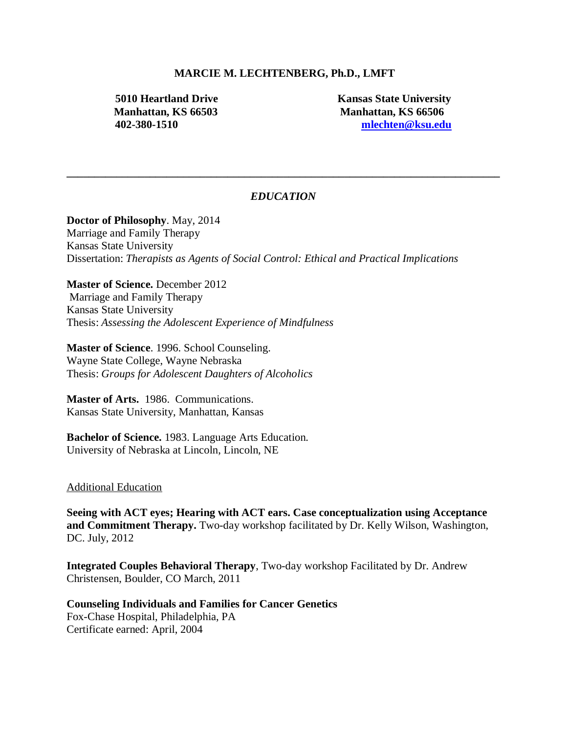# MARCIE M. LECHTENBERG, Ph.D., LMFT

**5010 Heartland Drive**
**Manhattan, KS 66503**
**402-380-1510**

**Kansas State University**
**Manhattan, KS 66506**
**mlechten@ksu.edu**

---

## *EDUCATION*

**Doctor of Philosophy**. May, 2014
Marriage and Family Therapy
Kansas State University
Dissertation: *Therapists as Agents of Social Control: Ethical and Practical Implications*

**Master of Science.** December 2012
Marriage and Family Therapy
Kansas State University
Thesis: *Assessing the Adolescent Experience of Mindfulness*

**Master of Science**. 1996. School Counseling.
Wayne State College, Wayne Nebraska
Thesis: *Groups for Adolescent Daughters of Alcoholics*

**Master of Arts.** 1986. Communications.
Kansas State University, Manhattan, Kansas

**Bachelor of Science.** 1983. Language Arts Education.
University of Nebraska at Lincoln, Lincoln, NE

### Additional Education

**Seeing with ACT eyes; Hearing with ACT ears. Case conceptualization using Acceptance and Commitment Therapy.** Two-day workshop facilitated by Dr. Kelly Wilson, Washington, DC. July, 2012

**Integrated Couples Behavioral Therapy**, Two-day workshop Facilitated by Dr. Andrew Christensen, Boulder, CO March, 2011

**Counseling Individuals and Families for Cancer Genetics**
Fox-Chase Hospital, Philadelphia, PA
Certificate earned: April, 2004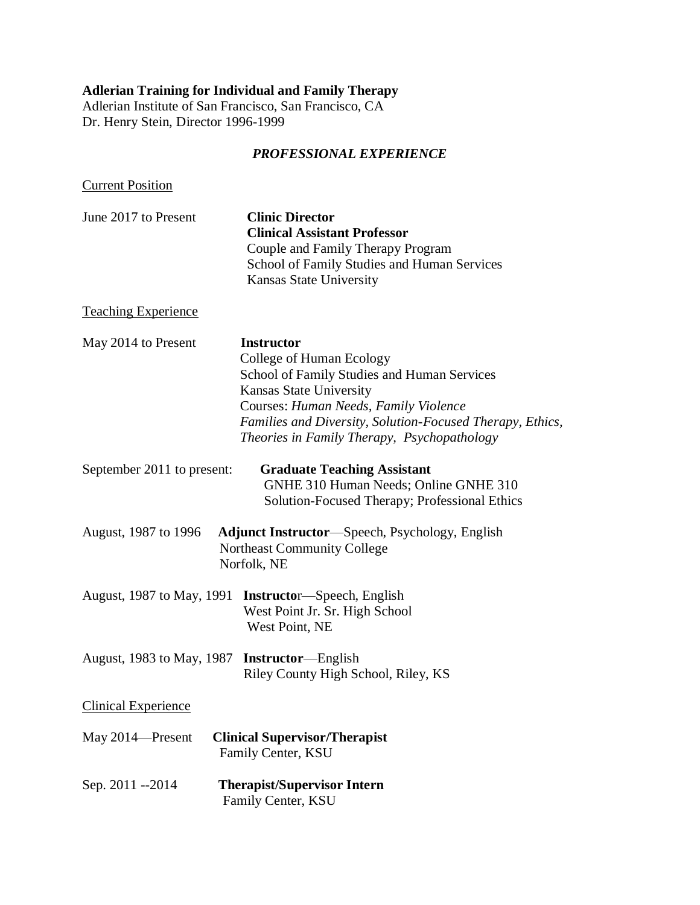**Adlerian Training for Individual and Family Therapy**
Adlerian Institute of San Francisco, San Francisco, CA
Dr. Henry Stein, Director 1996-1999

## *PROFESSIONAL EXPERIENCE*

Current Position

June 2017 to Present **Clinic Director**
**Clinical Assistant Professor**
Couple and Family Therapy Program
School of Family Studies and Human Services
Kansas State University

Teaching Experience

May 2014 to Present **Instructor**
College of Human Ecology
School of Family Studies and Human Services
Kansas State University
Courses: *Human Needs, Family Violence*
*Families and Diversity, Solution-Focused Therapy, Ethics, Theories in Family Therapy, Psychopathology*

September 2011 to present: **Graduate Teaching Assistant**
GNHE 310 Human Needs; Online GNHE 310
Solution-Focused Therapy; Professional Ethics

August, 1987 to 1996 **Adjunct Instructor**—Speech, Psychology, English
Northeast Community College
Norfolk, NE

August, 1987 to May, 1991 **Instructo**r—Speech, English
West Point Jr. Sr. High School
West Point, NE

August, 1983 to May, 1987 **Instructor**—English
Riley County High School, Riley, KS

Clinical Experience

May 2014—Present **Clinical Supervisor/Therapist**
Family Center, KSU

Sep. 2011 --2014 **Therapist/Supervisor Intern**
Family Center, KSU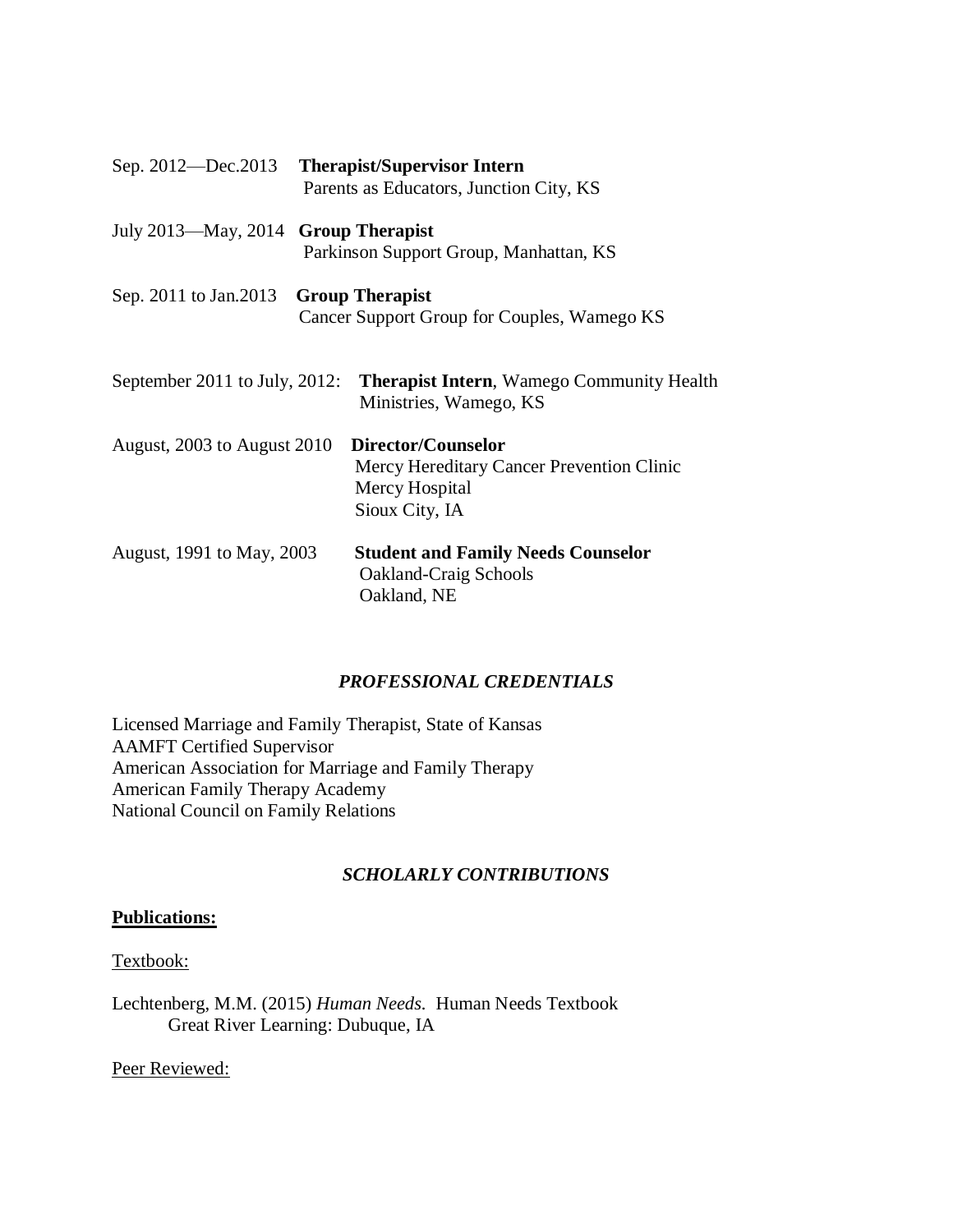Sep. 2012—Dec.2013 **Therapist/Supervisor Intern**
Parents as Educators, Junction City, KS

July 2013—May, 2014 **Group Therapist**
Parkinson Support Group, Manhattan, KS

Sep. 2011 to Jan.2013 **Group Therapist**
Cancer Support Group for Couples, Wamego KS

September 2011 to July, 2012: **Therapist Intern**, Wamego Community Health Ministries, Wamego, KS

August, 2003 to August 2010 **Director/Counselor**
Mercy Hereditary Cancer Prevention Clinic
Mercy Hospital
Sioux City, IA

August, 1991 to May, 2003 **Student and Family Needs Counselor**
Oakland-Craig Schools
Oakland, NE

## *PROFESSIONAL CREDENTIALS*

Licensed Marriage and Family Therapist, State of Kansas
AAMFT Certified Supervisor
American Association for Marriage and Family Therapy
American Family Therapy Academy
National Council on Family Relations

## *SCHOLARLY CONTRIBUTIONS*

**Publications:**

Textbook:

Lechtenberg, M.M. (2015) *Human Needs.* Human Needs Textbook
Great River Learning: Dubuque, IA

Peer Reviewed: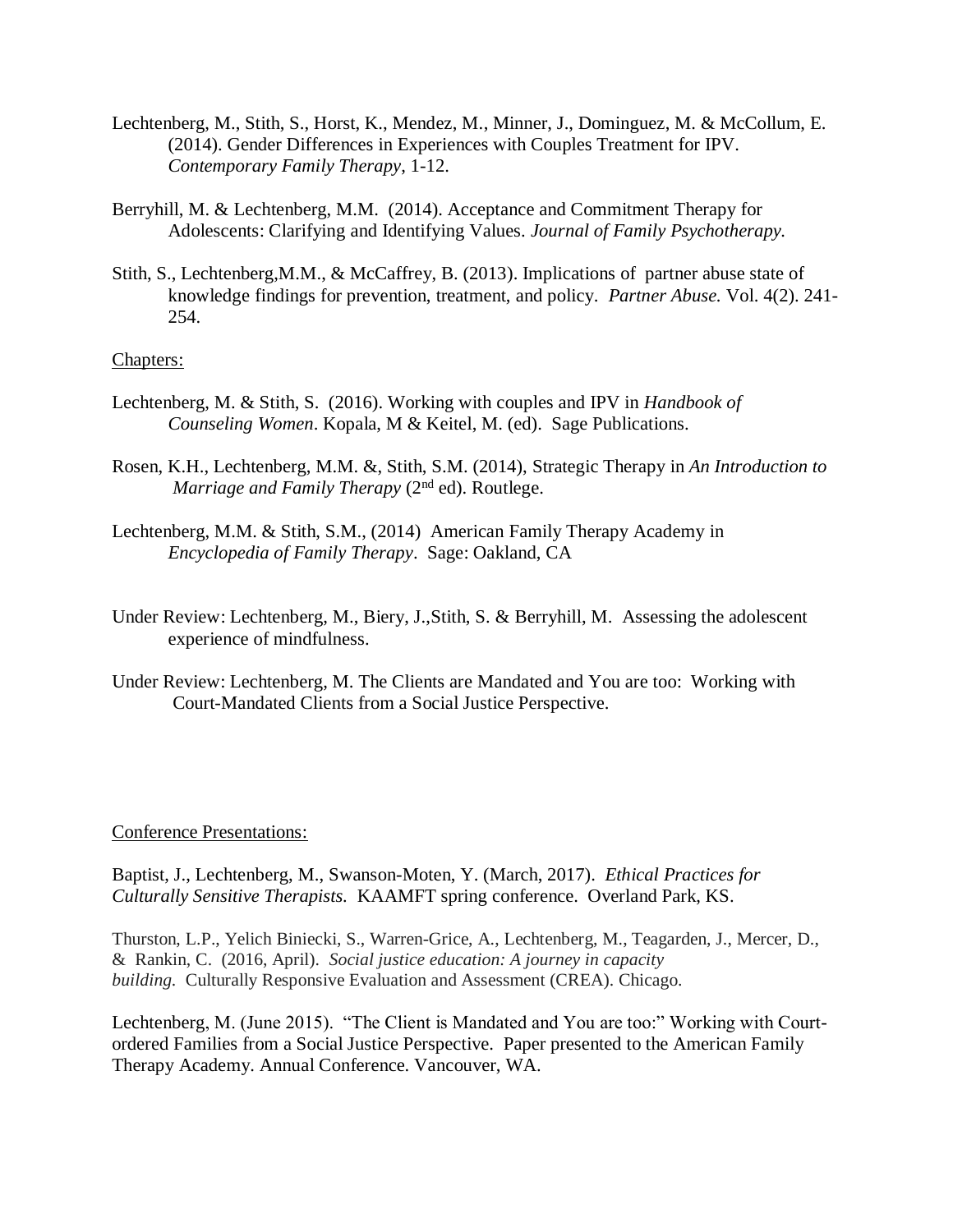Lechtenberg, M., Stith, S., Horst, K., Mendez, M., Minner, J., Dominguez, M. & McCollum, E. (2014). Gender Differences in Experiences with Couples Treatment for IPV. *Contemporary Family Therapy*, 1-12.

Berryhill, M. & Lechtenberg, M.M. (2014). Acceptance and Commitment Therapy for Adolescents: Clarifying and Identifying Values. *Journal of Family Psychotherapy.*

Stith, S., Lechtenberg,M.M., & McCaffrey, B. (2013). Implications of partner abuse state of knowledge findings for prevention, treatment, and policy. *Partner Abuse.* Vol. 4(2). 241-254.

Chapters:

Lechtenberg, M. & Stith, S. (2016). Working with couples and IPV in *Handbook of Counseling Women*. Kopala, M & Keitel, M. (ed). Sage Publications.

Rosen, K.H., Lechtenberg, M.M. &, Stith, S.M. (2014), Strategic Therapy in *An Introduction to Marriage and Family Therapy* (2nd ed). Routlege.

Lechtenberg, M.M. & Stith, S.M., (2014) American Family Therapy Academy in *Encyclopedia of Family Therapy*. Sage: Oakland, CA

Under Review: Lechtenberg, M., Biery, J.,Stith, S. & Berryhill, M. Assessing the adolescent experience of mindfulness.

Under Review: Lechtenberg, M. The Clients are Mandated and You are too: Working with Court-Mandated Clients from a Social Justice Perspective.

Conference Presentations:

Baptist, J., Lechtenberg, M., Swanson-Moten, Y. (March, 2017). *Ethical Practices for Culturally Sensitive Therapists.* KAAMFT spring conference. Overland Park, KS.

Thurston, L.P., Yelich Biniecki, S., Warren-Grice, A., Lechtenberg, M., Teagarden, J., Mercer, D., & Rankin, C. (2016, April). *Social justice education: A journey in capacity building.* Culturally Responsive Evaluation and Assessment (CREA). Chicago.

Lechtenberg, M. (June 2015). "The Client is Mandated and You are too:" Working with Court-ordered Families from a Social Justice Perspective. Paper presented to the American Family Therapy Academy. Annual Conference. Vancouver, WA.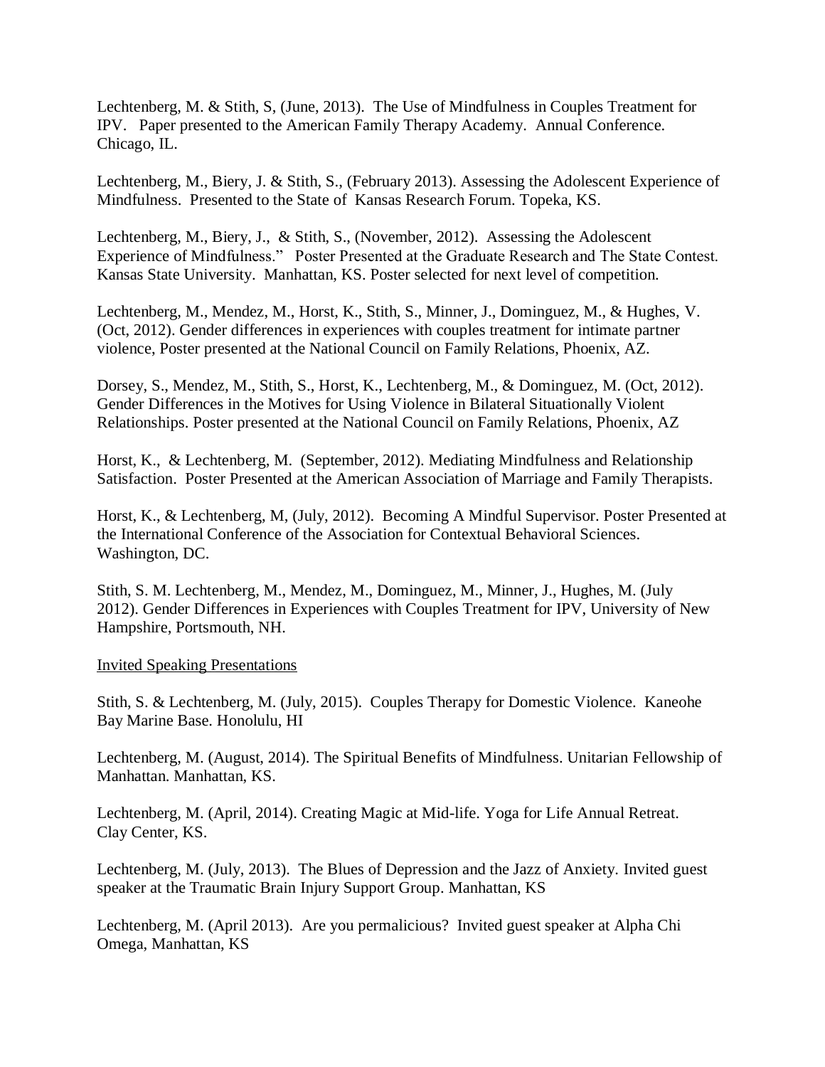Lechtenberg, M. & Stith, S, (June, 2013). The Use of Mindfulness in Couples Treatment for IPV. Paper presented to the American Family Therapy Academy. Annual Conference. Chicago, IL.

Lechtenberg, M., Biery, J. & Stith, S., (February 2013). Assessing the Adolescent Experience of Mindfulness. Presented to the State of Kansas Research Forum. Topeka, KS.

Lechtenberg, M., Biery, J., & Stith, S., (November, 2012). Assessing the Adolescent Experience of Mindfulness." Poster Presented at the Graduate Research and The State Contest. Kansas State University. Manhattan, KS. Poster selected for next level of competition.

Lechtenberg, M., Mendez, M., Horst, K., Stith, S., Minner, J., Dominguez, M., & Hughes, V. (Oct, 2012). Gender differences in experiences with couples treatment for intimate partner violence, Poster presented at the National Council on Family Relations, Phoenix, AZ.

Dorsey, S., Mendez, M., Stith, S., Horst, K., Lechtenberg, M., & Dominguez, M. (Oct, 2012). Gender Differences in the Motives for Using Violence in Bilateral Situationally Violent Relationships. Poster presented at the National Council on Family Relations, Phoenix, AZ

Horst, K., & Lechtenberg, M. (September, 2012). Mediating Mindfulness and Relationship Satisfaction. Poster Presented at the American Association of Marriage and Family Therapists.

Horst, K., & Lechtenberg, M, (July, 2012). Becoming A Mindful Supervisor. Poster Presented at the International Conference of the Association for Contextual Behavioral Sciences. Washington, DC.

Stith, S. M. Lechtenberg, M., Mendez, M., Dominguez, M., Minner, J., Hughes, M. (July 2012). Gender Differences in Experiences with Couples Treatment for IPV, University of New Hampshire, Portsmouth, NH.

Invited Speaking Presentations

Stith, S. & Lechtenberg, M. (July, 2015). Couples Therapy for Domestic Violence. Kaneohe Bay Marine Base. Honolulu, HI

Lechtenberg, M. (August, 2014). The Spiritual Benefits of Mindfulness. Unitarian Fellowship of Manhattan. Manhattan, KS.

Lechtenberg, M. (April, 2014). Creating Magic at Mid-life. Yoga for Life Annual Retreat. Clay Center, KS.

Lechtenberg, M. (July, 2013). The Blues of Depression and the Jazz of Anxiety. Invited guest speaker at the Traumatic Brain Injury Support Group. Manhattan, KS

Lechtenberg, M. (April 2013). Are you permalicious? Invited guest speaker at Alpha Chi Omega, Manhattan, KS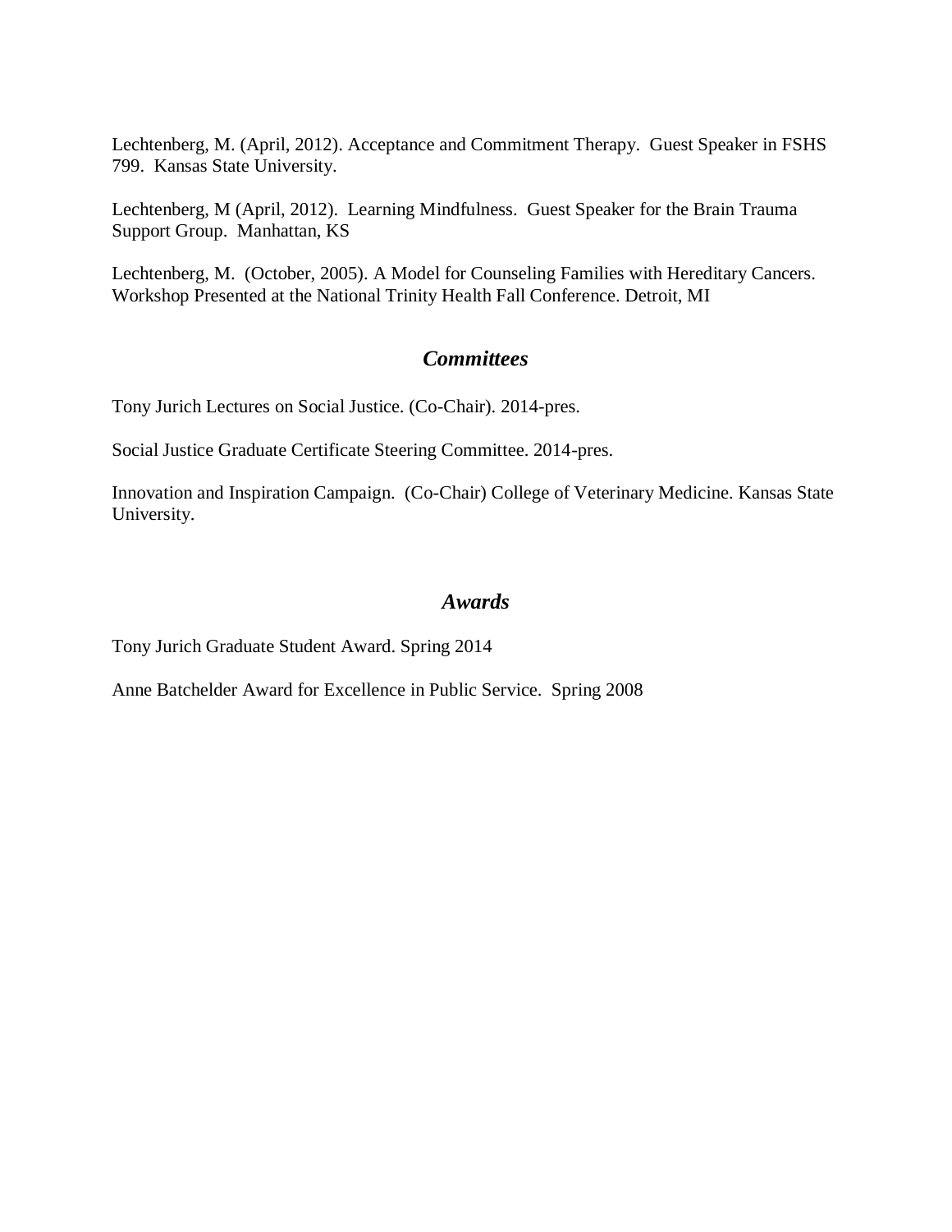Lechtenberg, M. (April, 2012). Acceptance and Commitment Therapy. Guest Speaker in FSHS 799. Kansas State University.

Lechtenberg, M (April, 2012). Learning Mindfulness. Guest Speaker for the Brain Trauma Support Group. Manhattan, KS

Lechtenberg, M. (October, 2005). A Model for Counseling Families with Hereditary Cancers. Workshop Presented at the National Trinity Health Fall Conference. Detroit, MI

## *Committees*

Tony Jurich Lectures on Social Justice. (Co-Chair). 2014-pres.

Social Justice Graduate Certificate Steering Committee. 2014-pres.

Innovation and Inspiration Campaign. (Co-Chair) College of Veterinary Medicine. Kansas State University.

## *Awards*

Tony Jurich Graduate Student Award. Spring 2014

Anne Batchelder Award for Excellence in Public Service. Spring 2008